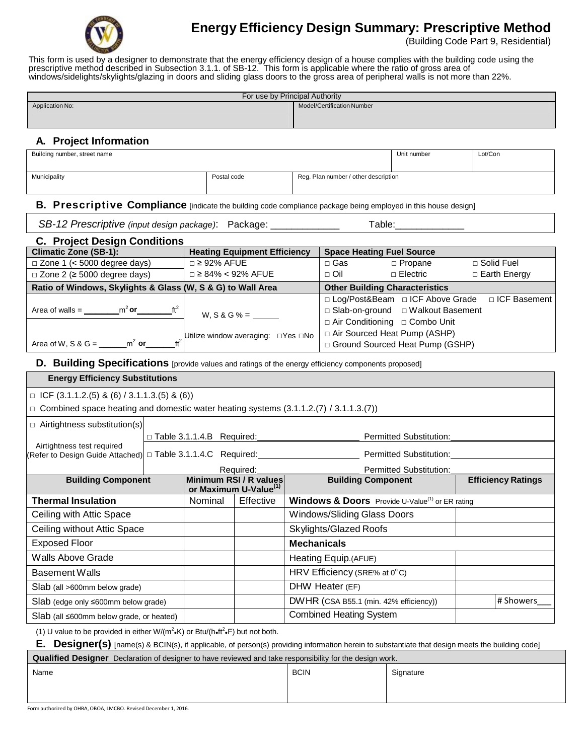# Energy Efficiency Design Summary: Prescriptive Method

(Building Code Part 9, Residential)

This form is used by a designer to demonstrate that the energy efficiency design of a house complies with the building code using the prescriptive method described in Subsection 3.1.1. of SB-12. This form is applicable where the ratio of gross area of windows/sidelights/skylights/glazing in doors and sliding glass doors to the gross area of peripheral walls is not more than 22%.

| For use by Principal Authority | |
|---|---|
| Application No: | Model/Certification Number |

## A. Project Information

| Building number, street name | | Unit number | Lot/Con |
|---|---|---|---|
| Municipality | Postal code | Reg. Plan number / other description | |

## B. Prescriptive Compliance [indicate the building code compliance package being employed in this house design]

*SB-12 Prescriptive (input design package)*: Package: ____________ Table:____________

## C. Project Design Conditions

| Climatic Zone (SB-1): | Heating Equipment Efficiency | Space Heating Fuel Source | | |
|---|---|---|---|---|
| □ Zone 1 (< 5000 degree days) | □ ≥ 92% AFUE | □ Gas | □ Propane | □ Solid Fuel |
| □ Zone 2 (≥ 5000 degree days) | □ ≥ 84% < 92% AFUE | □ Oil | □ Electric | □ Earth Energy |

| Ratio of Windows, Skylights & Glass (W, S & G) to Wall Area | | Other Building Characteristics |
|---|---|---|
| Area of walls = ________ $m^2$ **or** ________ $ft^2$ | W, S & G % = _____ | □ Log/Post&Beam □ ICF Above Grade □ ICF Basement<br>□ Slab-on-ground □ Walkout Basement<br>□ Air Conditioning □ Combo Unit |
| Area of W, S & G = ______ $m^2$ **or** ______ $ft^2$ | Utilize window averaging: □Yes □No | □ Air Sourced Heat Pump (ASHP)<br>□ Ground Sourced Heat Pump (GSHP) |

## D. Building Specifications [provide values and ratings of the energy efficiency components proposed]

**Energy Efficiency Substitutions**

□ ICF (3.1.1.2.(5) & (6) / 3.1.1.3.(5) & (6))

□ Combined space heating and domestic water heating systems (3.1.1.2.(7) / 3.1.1.3.(7))

| □ Airtightness substitution(s)<br><br>Airtightness test required (Refer to Design Guide Attached) | |
|---|---|
| | □ Table 3.1.1.4.B Required:__________________ Permitted Substitution:__________________ |
| | □ Table 3.1.1.4.C Required:__________________ Permitted Substitution:__________________ |
| | Required:__________________ Permitted Substitution:__________________ |

| Building Component | Minimum RSI / R values or Maximum U-Value(1) | | Building Component | Efficiency Ratings | |
|---|---|---|---|---|---|
| **Thermal Insulation** | Nominal | Effective | **Windows & Doors** Provide U-Value(1) or ER rating | | |
| Ceiling with Attic Space | | | Windows/Sliding Glass Doors | | |
| Ceiling without Attic Space | | | Skylights/Glazed Roofs | | |
| Exposed Floor | | | **Mechanicals** | | |
| Walls Above Grade | | | Heating Equip.(AFUE) | | |
| Basement Walls | | | HRV Efficiency (SRE% at 0°C) | | |
| Slab (all >600mm below grade) | | | DHW Heater (EF) | | |
| Slab (edge only ≤600mm below grade) | | | DWHR (CSA B55.1 (min. 42% efficiency)) | | # Showers___ |
| Slab (all ≤600mm below grade, or heated) | | | Combined Heating System | | |

(1) U value to be provided in either $W/(m^2 \cdot K)$ or $Btu/(h \cdot ft^2 \cdot F)$ but not both.

## E. Designer(s) [name(s) & BCIN(s), if applicable, of person(s) providing information herein to substantiate that design meets the building code]

| **Qualified Designer** Declaration of designer to have reviewed and take responsibility for the design work. | | |
|---|---|---|
| Name | BCIN | Signature |

Form authorized by OHBA, OBOA, LMCBO. Revised December 1, 2016.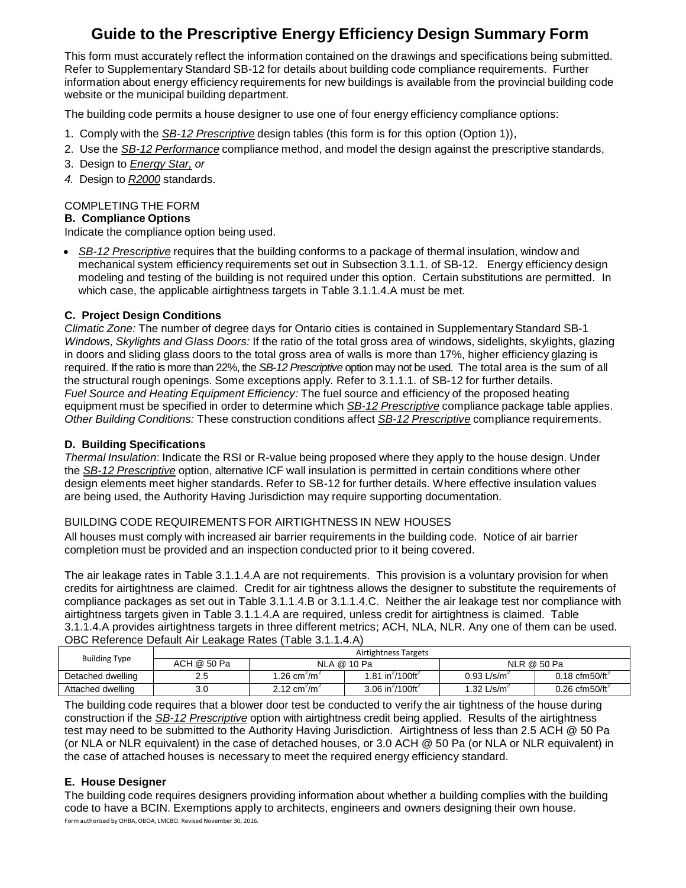# Guide to the Prescriptive Energy Efficiency Design Summary Form

This form must accurately reflect the information contained on the drawings and specifications being submitted. Refer to Supplementary Standard SB-12 for details about building code compliance requirements. Further information about energy efficiency requirements for new buildings is available from the provincial building code website or the municipal building department.

The building code permits a house designer to use one of four energy efficiency compliance options:

1. Comply with the *SB-12 Prescriptive* design tables (this form is for this option (Option 1)),
2. Use the *SB-12 Performance* compliance method, and model the design against the prescriptive standards,
3. Design to *Energy Star, or*
4. Design to *R2000* standards.

COMPLETING THE FORM

**B. Compliance Options**

Indicate the compliance option being used.

- *SB-12 Prescriptive* requires that the building conforms to a package of thermal insulation, window and mechanical system efficiency requirements set out in Subsection 3.1.1. of SB-12. Energy efficiency design modeling and testing of the building is not required under this option. Certain substitutions are permitted. In which case, the applicable airtightness targets in Table 3.1.1.4.A must be met.

**C. Project Design Conditions**

*Climatic Zone:* The number of degree days for Ontario cities is contained in Supplementary Standard SB-1
*Windows, Skylights and Glass Doors:* If the ratio of the total gross area of windows, sidelights, skylights, glazing in doors and sliding glass doors to the total gross area of walls is more than 17%, higher efficiency glazing is required. If the ratio is more than 22%, the *SB-12 Prescriptive* option may not be used. The total area is the sum of all the structural rough openings. Some exceptions apply. Refer to 3.1.1.1. of SB-12 for further details.
*Fuel Source and Heating Equipment Efficiency:* The fuel source and efficiency of the proposed heating equipment must be specified in order to determine which *SB-12 Prescriptive* compliance package table applies.
*Other Building Conditions:* These construction conditions affect *SB-12 Prescriptive* compliance requirements.

**D. Building Specifications**

*Thermal Insulation*: Indicate the RSI or R-value being proposed where they apply to the house design. Under the *SB-12 Prescriptive* option, alternative ICF wall insulation is permitted in certain conditions where other design elements meet higher standards. Refer to SB-12 for further details. Where effective insulation values are being used, the Authority Having Jurisdiction may require supporting documentation.

BUILDING CODE REQUIREMENTS FOR AIRTIGHTNESS IN NEW HOUSES

All houses must comply with increased air barrier requirements in the building code. Notice of air barrier completion must be provided and an inspection conducted prior to it being covered.

The air leakage rates in Table 3.1.1.4.A are not requirements. This provision is a voluntary provision for when credits for airtightness are claimed. Credit for air tightness allows the designer to substitute the requirements of compliance packages as set out in Table 3.1.1.4.B or 3.1.1.4.C. Neither the air leakage test nor compliance with airtightness targets given in Table 3.1.1.4.A are required, unless credit for airtightness is claimed. Table 3.1.1.4.A provides airtightness targets in three different metrics; ACH, NLA, NLR. Any one of them can be used.

OBC Reference Default Air Leakage Rates (Table 3.1.1.4.A)

| Building Type | Airtightness Targets | | | | |
|---|---|---|---|---|---|
| | ACH @ 50 Pa | NLA @ 10 Pa | | NLR @ 50 Pa | |
| Detached dwelling | 2.5 | 1.26 $cm^2/m^2$ | 1.81 $in^2/100ft^2$ | 0.93 $L/s/m^2$ | 0.18 $cfm50/ft^2$ |
| Attached dwelling | 3.0 | 2.12 $cm^2/m^2$ | 3.06 $in^2/100ft^2$ | 1.32 $L/s/m^2$ | 0.26 $cfm50/ft^2$ |

The building code requires that a blower door test be conducted to verify the air tightness of the house during construction if the *SB-12 Prescriptive* option with airtightness credit being applied. Results of the airtightness test may need to be submitted to the Authority Having Jurisdiction. Airtightness of less than 2.5 ACH @ 50 Pa (or NLA or NLR equivalent) in the case of detached houses, or 3.0 ACH @ 50 Pa (or NLA or NLR equivalent) in the case of attached houses is necessary to meet the required energy efficiency standard.

**E. House Designer**

The building code requires designers providing information about whether a building complies with the building code to have a BCIN. Exemptions apply to architects, engineers and owners designing their own house.

Form authorized by OHBA, OBOA, LMCBO. Revised November 30, 2016.